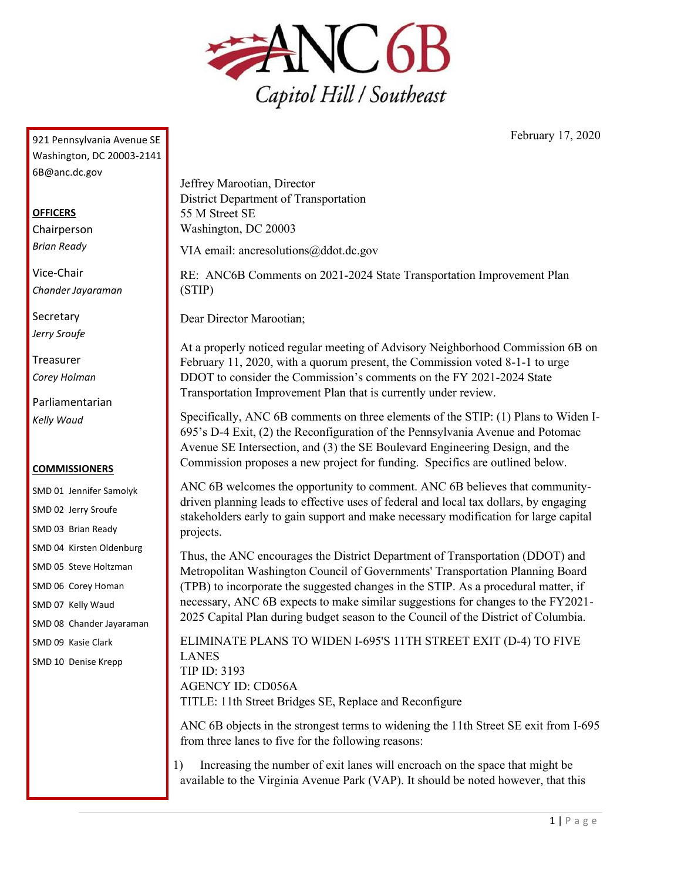# ANC 6B

Capitol Hill / Southeast

921 Pennsylvania Avenue SE
Washington, DC 20003-2141
6B@anc.dc.gov

**OFFICERS**

Chairperson
*Brian Ready*

Vice-Chair
*Chander Jayaraman*

Secretary
*Jerry Sroufe*

Treasurer
*Corey Holman*

Parliamentarian
*Kelly Waud*

**COMMISSIONERS**

SMD 01 Jennifer Samolyk
SMD 02 Jerry Sroufe
SMD 03 Brian Ready
SMD 04 Kirsten Oldenburg
SMD 05 Steve Holtzman
SMD 06 Corey Homan
SMD 07 Kelly Waud
SMD 08 Chander Jayaraman
SMD 09 Kasie Clark
SMD 10 Denise Krepp

February 17, 2020

Jeffrey Marootian, Director
District Department of Transportation
55 M Street SE
Washington, DC 20003

VIA email: ancresolutions@ddot.dc.gov

RE: ANC6B Comments on 2021-2024 State Transportation Improvement Plan (STIP)

Dear Director Marootian;

At a properly noticed regular meeting of Advisory Neighborhood Commission 6B on February 11, 2020, with a quorum present, the Commission voted 8-1-1 to urge DDOT to consider the Commission's comments on the FY 2021-2024 State Transportation Improvement Plan that is currently under review.

Specifically, ANC 6B comments on three elements of the STIP: (1) Plans to Widen I-695's D-4 Exit, (2) the Reconfiguration of the Pennsylvania Avenue and Potomac Avenue SE Intersection, and (3) the SE Boulevard Engineering Design, and the Commission proposes a new project for funding. Specifics are outlined below.

ANC 6B welcomes the opportunity to comment. ANC 6B believes that community-driven planning leads to effective uses of federal and local tax dollars, by engaging stakeholders early to gain support and make necessary modification for large capital projects.

Thus, the ANC encourages the District Department of Transportation (DDOT) and Metropolitan Washington Council of Governments' Transportation Planning Board (TPB) to incorporate the suggested changes in the STIP. As a procedural matter, if necessary, ANC 6B expects to make similar suggestions for changes to the FY2021-2025 Capital Plan during budget season to the Council of the District of Columbia.

ELIMINATE PLANS TO WIDEN I-695'S 11TH STREET EXIT (D-4) TO FIVE LANES
TIP ID: 3193
AGENCY ID: CD056A
TITLE: 11th Street Bridges SE, Replace and Reconfigure

ANC 6B objects in the strongest terms to widening the 11th Street SE exit from I-695 from three lanes to five for the following reasons:

1) Increasing the number of exit lanes will encroach on the space that might be available to the Virginia Avenue Park (VAP). It should be noted however, that this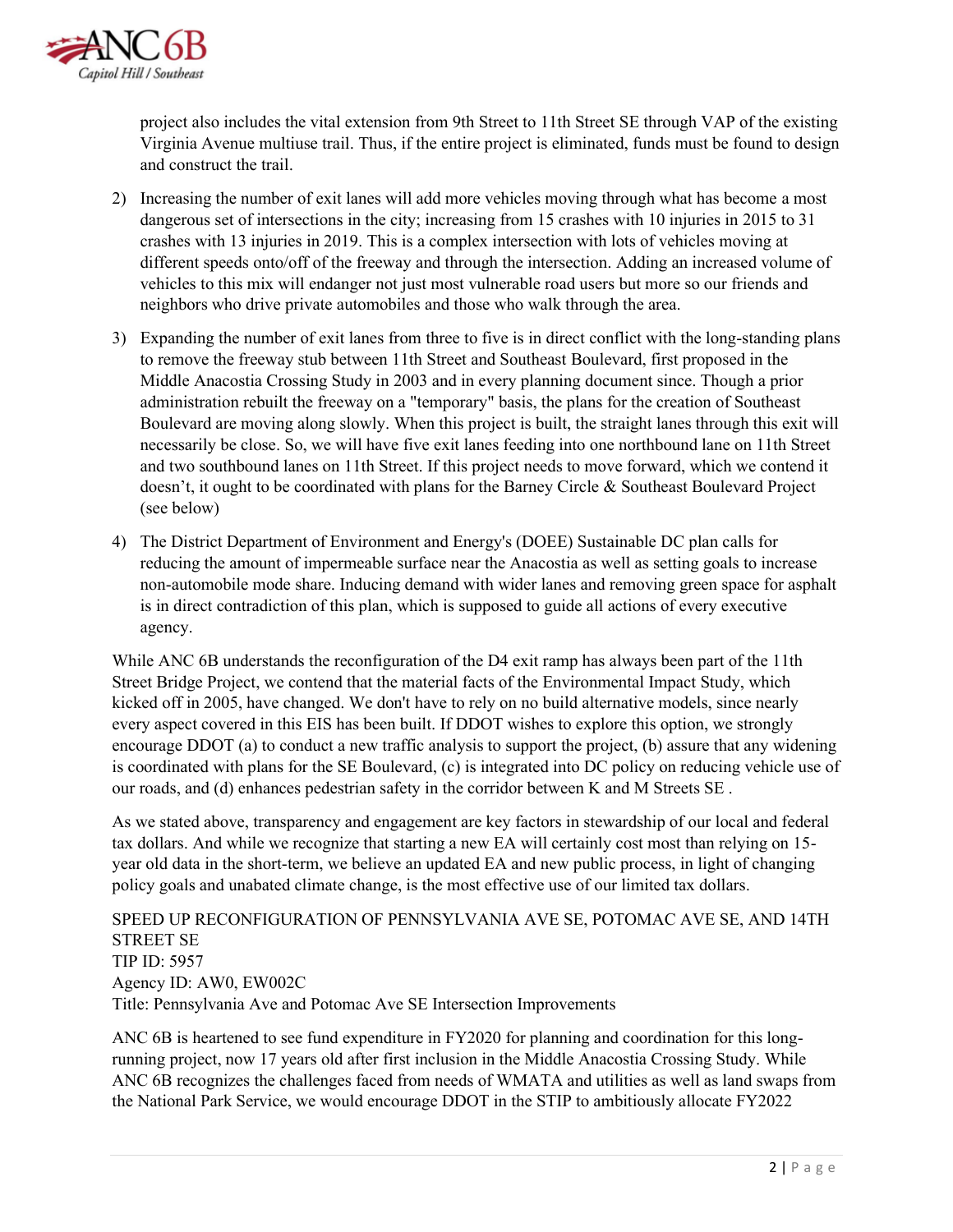project also includes the vital extension from 9th Street to 11th Street SE through VAP of the existing Virginia Avenue multiuse trail. Thus, if the entire project is eliminated, funds must be found to design and construct the trail.

2) Increasing the number of exit lanes will add more vehicles moving through what has become a most dangerous set of intersections in the city; increasing from 15 crashes with 10 injuries in 2015 to 31 crashes with 13 injuries in 2019. This is a complex intersection with lots of vehicles moving at different speeds onto/off of the freeway and through the intersection. Adding an increased volume of vehicles to this mix will endanger not just most vulnerable road users but more so our friends and neighbors who drive private automobiles and those who walk through the area.

3) Expanding the number of exit lanes from three to five is in direct conflict with the long-standing plans to remove the freeway stub between 11th Street and Southeast Boulevard, first proposed in the Middle Anacostia Crossing Study in 2003 and in every planning document since. Though a prior administration rebuilt the freeway on a "temporary" basis, the plans for the creation of Southeast Boulevard are moving along slowly. When this project is built, the straight lanes through this exit will necessarily be close. So, we will have five exit lanes feeding into one northbound lane on 11th Street and two southbound lanes on 11th Street. If this project needs to move forward, which we contend it doesn't, it ought to be coordinated with plans for the Barney Circle & Southeast Boulevard Project (see below)

4) The District Department of Environment and Energy's (DOEE) Sustainable DC plan calls for reducing the amount of impermeable surface near the Anacostia as well as setting goals to increase non-automobile mode share. Inducing demand with wider lanes and removing green space for asphalt is in direct contradiction of this plan, which is supposed to guide all actions of every executive agency.

While ANC 6B understands the reconfiguration of the D4 exit ramp has always been part of the 11th Street Bridge Project, we contend that the material facts of the Environmental Impact Study, which kicked off in 2005, have changed. We don't have to rely on no build alternative models, since nearly every aspect covered in this EIS has been built. If DDOT wishes to explore this option, we strongly encourage DDOT (a) to conduct a new traffic analysis to support the project, (b) assure that any widening is coordinated with plans for the SE Boulevard, (c) is integrated into DC policy on reducing vehicle use of our roads, and (d) enhances pedestrian safety in the corridor between K and M Streets SE .

As we stated above, transparency and engagement are key factors in stewardship of our local and federal tax dollars. And while we recognize that starting a new EA will certainly cost most than relying on 15-year old data in the short-term, we believe an updated EA and new public process, in light of changing policy goals and unabated climate change, is the most effective use of our limited tax dollars.

SPEED UP RECONFIGURATION OF PENNSYLVANIA AVE SE, POTOMAC AVE SE, AND 14TH STREET SE
TIP ID: 5957
Agency ID: AW0, EW002C
Title: Pennsylvania Ave and Potomac Ave SE Intersection Improvements

ANC 6B is heartened to see fund expenditure in FY2020 for planning and coordination for this long-running project, now 17 years old after first inclusion in the Middle Anacostia Crossing Study. While ANC 6B recognizes the challenges faced from needs of WMATA and utilities as well as land swaps from the National Park Service, we would encourage DDOT in the STIP to ambitiously allocate FY2022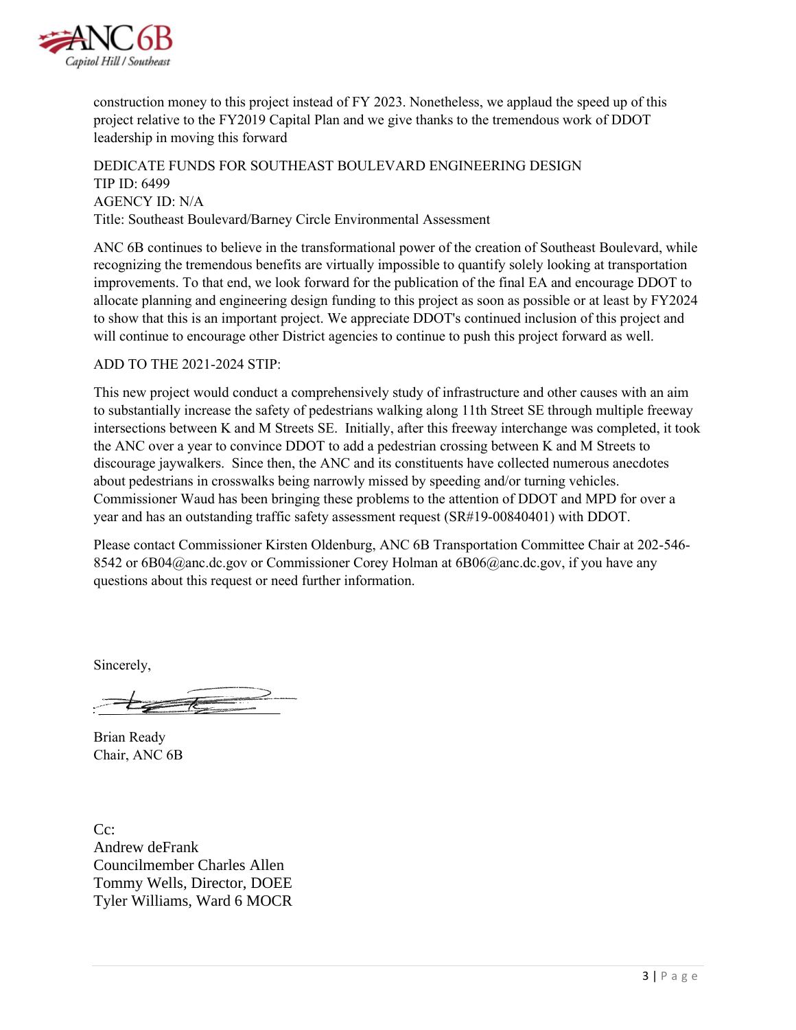construction money to this project instead of FY 2023. Nonetheless, we applaud the speed up of this project relative to the FY2019 Capital Plan and we give thanks to the tremendous work of DDOT leadership in moving this forward

DEDICATE FUNDS FOR SOUTHEAST BOULEVARD ENGINEERING DESIGN
TIP ID: 6499
AGENCY ID: N/A
Title: Southeast Boulevard/Barney Circle Environmental Assessment

ANC 6B continues to believe in the transformational power of the creation of Southeast Boulevard, while recognizing the tremendous benefits are virtually impossible to quantify solely looking at transportation improvements. To that end, we look forward for the publication of the final EA and encourage DDOT to allocate planning and engineering design funding to this project as soon as possible or at least by FY2024 to show that this is an important project. We appreciate DDOT's continued inclusion of this project and will continue to encourage other District agencies to continue to push this project forward as well.

ADD TO THE 2021-2024 STIP:

This new project would conduct a comprehensively study of infrastructure and other causes with an aim to substantially increase the safety of pedestrians walking along 11th Street SE through multiple freeway intersections between K and M Streets SE. Initially, after this freeway interchange was completed, it took the ANC over a year to convince DDOT to add a pedestrian crossing between K and M Streets to discourage jaywalkers. Since then, the ANC and its constituents have collected numerous anecdotes about pedestrians in crosswalks being narrowly missed by speeding and/or turning vehicles. Commissioner Waud has been bringing these problems to the attention of DDOT and MPD for over a year and has an outstanding traffic safety assessment request (SR#19-00840401) with DDOT.

Please contact Commissioner Kirsten Oldenburg, ANC 6B Transportation Committee Chair at 202-546-8542 or 6B04@anc.dc.gov or Commissioner Corey Holman at 6B06@anc.dc.gov, if you have any questions about this request or need further information.

Sincerely,

Brian Ready
Chair, ANC 6B

Cc:
Andrew deFrank
Councilmember Charles Allen
Tommy Wells, Director, DOEE
Tyler Williams, Ward 6 MOCR